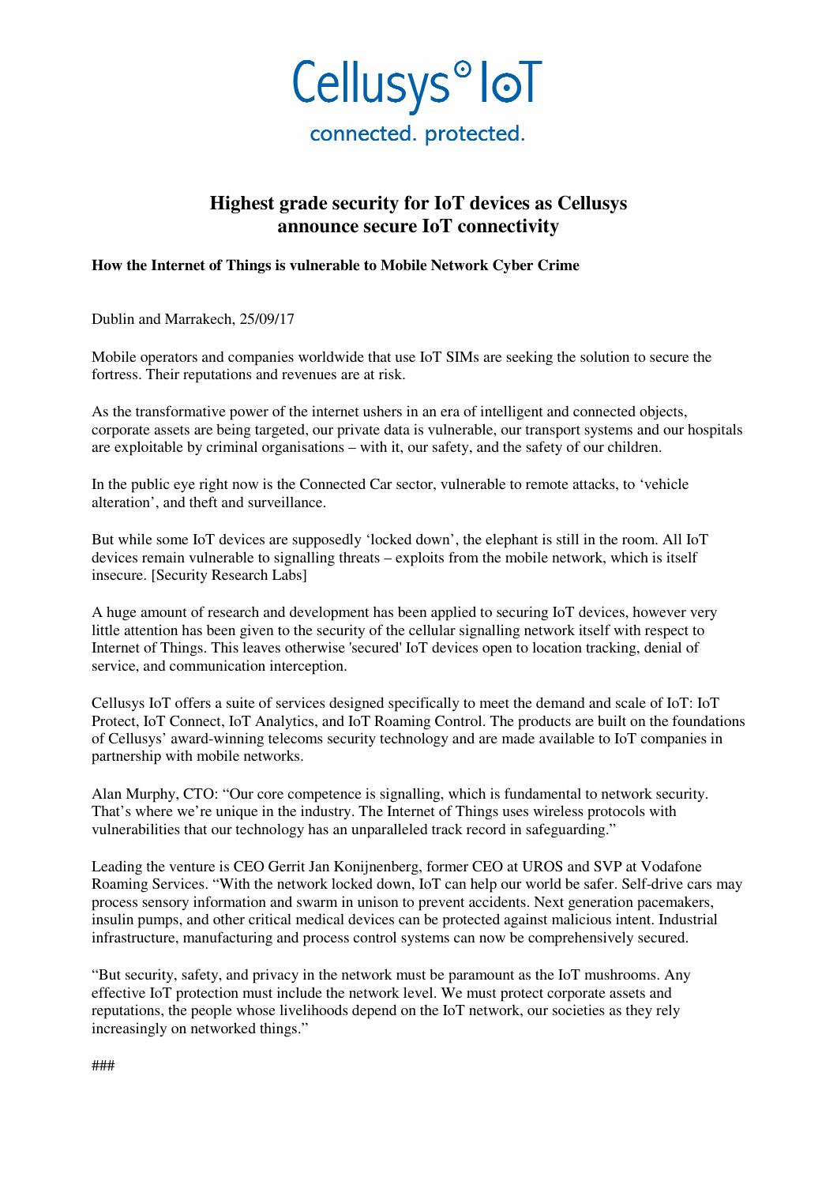Cellusys° IoT

connected. protected.

# Highest grade security for IoT devices as Cellusys announce secure IoT connectivity

**How the Internet of Things is vulnerable to Mobile Network Cyber Crime**

Dublin and Marrakech, 25/09/17

Mobile operators and companies worldwide that use IoT SIMs are seeking the solution to secure the fortress. Their reputations and revenues are at risk.

As the transformative power of the internet ushers in an era of intelligent and connected objects, corporate assets are being targeted, our private data is vulnerable, our transport systems and our hospitals are exploitable by criminal organisations – with it, our safety, and the safety of our children.

In the public eye right now is the Connected Car sector, vulnerable to remote attacks, to 'vehicle alteration', and theft and surveillance.

But while some IoT devices are supposedly 'locked down', the elephant is still in the room. All IoT devices remain vulnerable to signalling threats – exploits from the mobile network, which is itself insecure. [Security Research Labs]

A huge amount of research and development has been applied to securing IoT devices, however very little attention has been given to the security of the cellular signalling network itself with respect to Internet of Things. This leaves otherwise 'secured' IoT devices open to location tracking, denial of service, and communication interception.

Cellusys IoT offers a suite of services designed specifically to meet the demand and scale of IoT: IoT Protect, IoT Connect, IoT Analytics, and IoT Roaming Control. The products are built on the foundations of Cellusys' award-winning telecoms security technology and are made available to IoT companies in partnership with mobile networks.

Alan Murphy, CTO: "Our core competence is signalling, which is fundamental to network security. That's where we're unique in the industry. The Internet of Things uses wireless protocols with vulnerabilities that our technology has an unparalleled track record in safeguarding."

Leading the venture is CEO Gerrit Jan Konijnenberg, former CEO at UROS and SVP at Vodafone Roaming Services. "With the network locked down, IoT can help our world be safer. Self-drive cars may process sensory information and swarm in unison to prevent accidents. Next generation pacemakers, insulin pumps, and other critical medical devices can be protected against malicious intent. Industrial infrastructure, manufacturing and process control systems can now be comprehensively secured.

"But security, safety, and privacy in the network must be paramount as the IoT mushrooms. Any effective IoT protection must include the network level. We must protect corporate assets and reputations, the people whose livelihoods depend on the IoT network, our societies as they rely increasingly on networked things."

###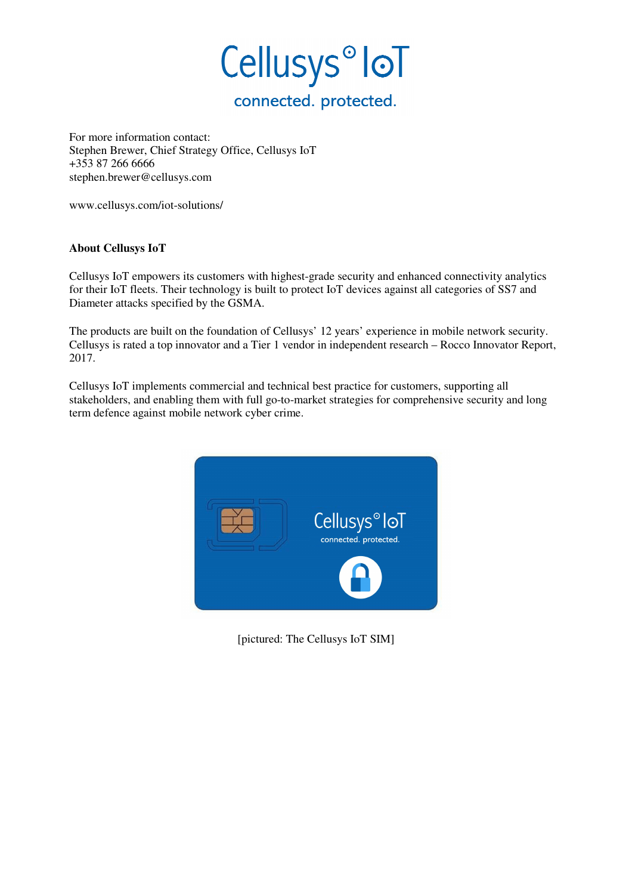For more information contact:
Stephen Brewer, Chief Strategy Office, Cellusys IoT
+353 87 266 6666
stephen.brewer@cellusys.com

www.cellusys.com/iot-solutions/

**About Cellusys IoT**

Cellusys IoT empowers its customers with highest-grade security and enhanced connectivity analytics for their IoT fleets. Their technology is built to protect IoT devices against all categories of SS7 and Diameter attacks specified by the GSMA.

The products are built on the foundation of Cellusys' 12 years' experience in mobile network security. Cellusys is rated a top innovator and a Tier 1 vendor in independent research – Rocco Innovator Report, 2017.

Cellusys IoT implements commercial and technical best practice for customers, supporting all stakeholders, and enabling them with full go-to-market strategies for comprehensive security and long term defence against mobile network cyber crime.

[pictured: The Cellusys IoT SIM]